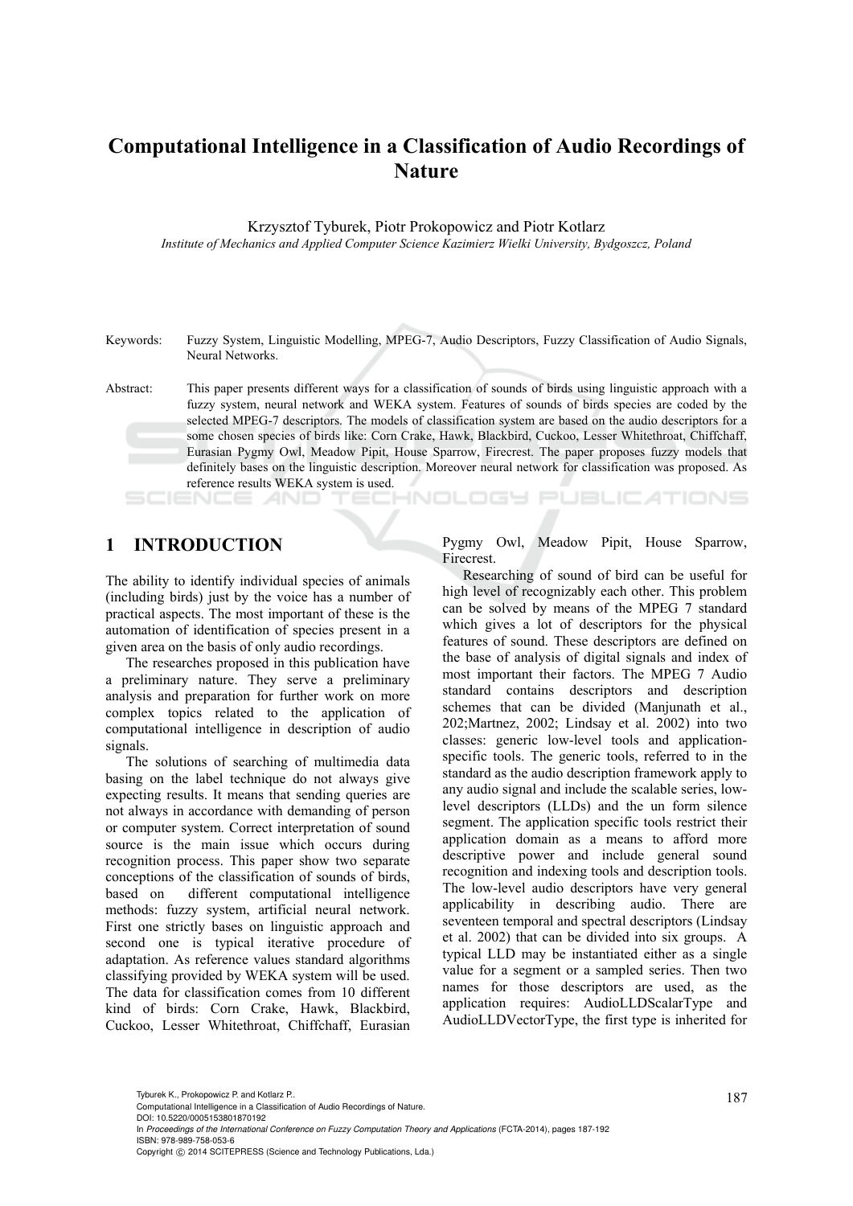# Computational Intelligence in a Classification of Audio Recordings of Nature

Krzysztof Tyburek, Piotr Prokopowicz and Piotr Kotlarz

*Institute of Mechanics and Applied Computer Science Kazimierz Wielki University, Bydgoszcz, Poland*

Keywords: Fuzzy System, Linguistic Modelling, MPEG-7, Audio Descriptors, Fuzzy Classification of Audio Signals, Neural Networks.

Abstract: This paper presents different ways for a classification of sounds of birds using linguistic approach with a fuzzy system, neural network and WEKA system. Features of sounds of birds species are coded by the selected MPEG-7 descriptors. The models of classification system are based on the audio descriptors for a some chosen species of birds like: Corn Crake, Hawk, Blackbird, Cuckoo, Lesser Whitethroat, Chiffchaff, Eurasian Pygmy Owl, Meadow Pipit, House Sparrow, Firecrest. The paper proposes fuzzy models that definitely bases on the linguistic description. Moreover neural network for classification was proposed. As reference results WEKA system is used.

## 1 INTRODUCTION

The ability to identify individual species of animals (including birds) just by the voice has a number of practical aspects. The most important of these is the automation of identification of species present in a given area on the basis of only audio recordings.

The researches proposed in this publication have a preliminary nature. They serve a preliminary analysis and preparation for further work on more complex topics related to the application of computational intelligence in description of audio signals.

The solutions of searching of multimedia data basing on the label technique do not always give expecting results. It means that sending queries are not always in accordance with demanding of person or computer system. Correct interpretation of sound source is the main issue which occurs during recognition process. This paper show two separate conceptions of the classification of sounds of birds, based on different computational intelligence methods: fuzzy system, artificial neural network. First one strictly bases on linguistic approach and second one is typical iterative procedure of adaptation. As reference values standard algorithms classifying provided by WEKA system will be used. The data for classification comes from 10 different kind of birds: Corn Crake, Hawk, Blackbird, Cuckoo, Lesser Whitethroat, Chiffchaff, Eurasian Pygmy Owl, Meadow Pipit, House Sparrow, Firecrest.

Researching of sound of bird can be useful for high level of recognizably each other. This problem can be solved by means of the MPEG 7 standard which gives a lot of descriptors for the physical features of sound. These descriptors are defined on the base of analysis of digital signals and index of most important their factors. The MPEG 7 Audio standard contains descriptors and description schemes that can be divided (Manjunath et al., 202;Martnez, 2002; Lindsay et al. 2002) into two classes: generic low-level tools and application-specific tools. The generic tools, referred to in the standard as the audio description framework apply to any audio signal and include the scalable series, low-level descriptors (LLDs) and the un form silence segment. The application specific tools restrict their application domain as a means to afford more descriptive power and include general sound recognition and indexing tools and description tools. The low-level audio descriptors have very general applicability in describing audio. There are seventeen temporal and spectral descriptors (Lindsay et al. 2002) that can be divided into six groups. A typical LLD may be instantiated either as a single value for a segment or a sampled series. Then two names for those descriptors are used, as the application requires: AudioLLDScalarType and AudioLLDVectorType, the first type is inherited for

Tyburek K., Prokopowicz P. and Kotlarz P..
Computational Intelligence in a Classification of Audio Recordings of Nature.
DOI: 10.5220/0005153801870192
In *Proceedings of the International Conference on Fuzzy Computation Theory and Applications* (FCTA-2014), pages 187-192
ISBN: 978-989-758-053-6
Copyright © 2014 SCITEPRESS (Science and Technology Publications, Lda.)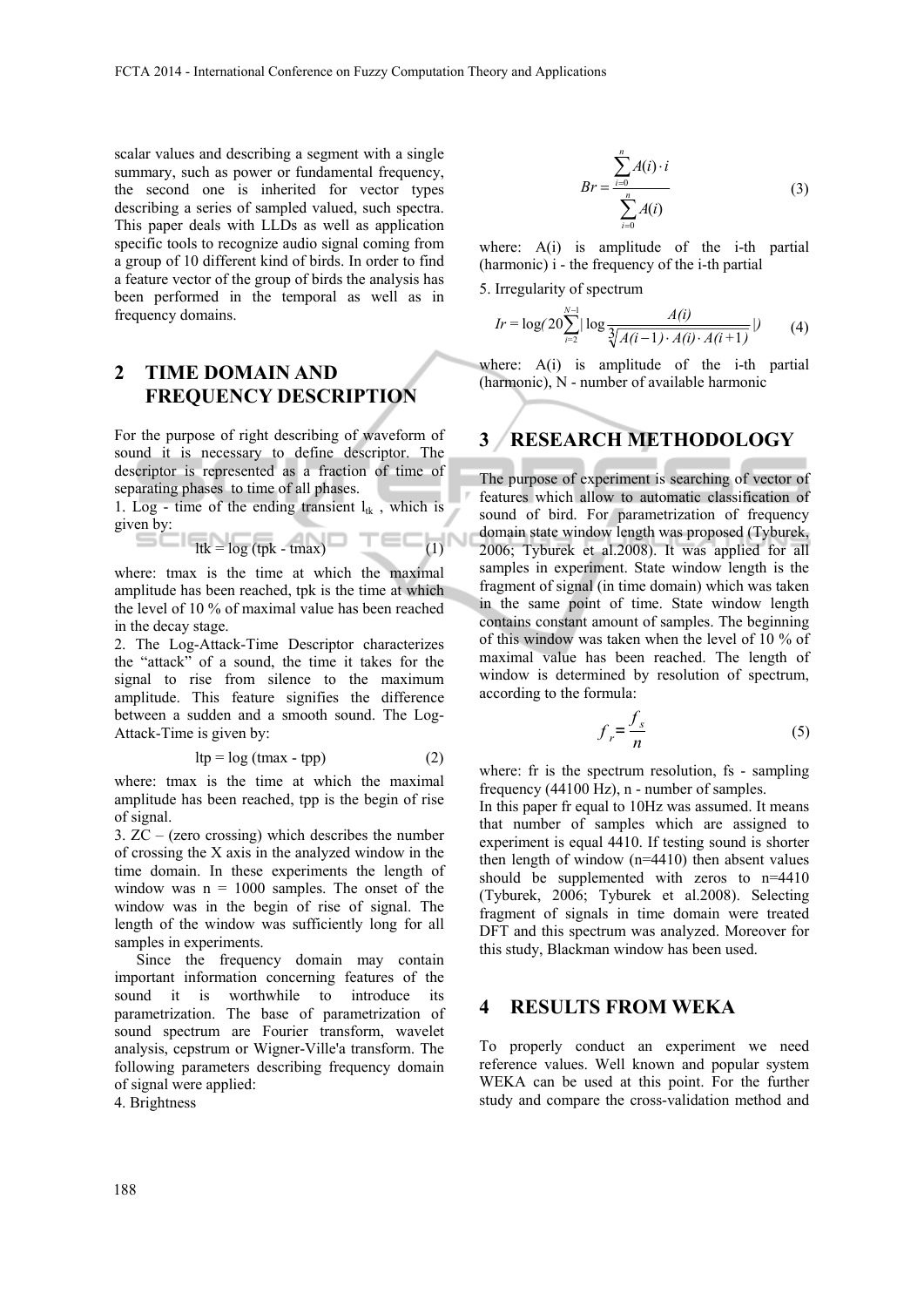scalar values and describing a segment with a single summary, such as power or fundamental frequency, the second one is inherited for vector types describing a series of sampled valued, such spectra. This paper deals with LLDs as well as application specific tools to recognize audio signal coming from a group of 10 different kind of birds. In order to find a feature vector of the group of birds the analysis has been performed in the temporal as well as in frequency domains.

## 2 TIME DOMAIN AND FREQUENCY DESCRIPTION

For the purpose of right describing of waveform of sound it is necessary to define descriptor. The descriptor is represented as a fraction of time of separating phases to time of all phases.

1. Log - time of the ending transient $l_{tk}$ , which is given by:

$$ltk = \log(tpk - tmax) \tag{1}$$

where: tmax is the time at which the maximal amplitude has been reached, tpk is the time at which the level of 10 % of maximal value has been reached in the decay stage.

2. The Log-Attack-Time Descriptor characterizes the "attack" of a sound, the time it takes for the signal to rise from silence to the maximum amplitude. This feature signifies the difference between a sudden and a smooth sound. The Log-Attack-Time is given by:

$$ltp = \log(tmax - tpp) \tag{2}$$

where: tmax is the time at which the maximal amplitude has been reached, tpp is the begin of rise of signal.

3. ZC – (zero crossing) which describes the number of crossing the X axis in the analyzed window in the time domain. In these experiments the length of window was n = 1000 samples. The onset of the window was in the begin of rise of signal. The length of the window was sufficiently long for all samples in experiments.

Since the frequency domain may contain important information concerning features of the sound it is worthwhile to introduce its parametrization. The base of parametrization of sound spectrum are Fourier transform, wavelet analysis, cepstrum or Wigner-Ville'a transform. The following parameters describing frequency domain of signal were applied:

4. Brightness

$$Br = \frac{\sum_{i=0}^{n} A(i) \cdot i}{\sum_{i=0}^{n} A(i)} \tag{3}$$

where: A(i) is amplitude of the i-th partial (harmonic) i - the frequency of the i-th partial

5. Irregularity of spectrum

$$Ir = \log(20\sum_{i=2}^{N-1} |\log \frac{A(i)}{\sqrt[3]{A(i-1) \cdot A(i) \cdot A(i+1)}}|) \tag{4}$$

where: A(i) is amplitude of the i-th partial (harmonic), N - number of available harmonic

## 3 RESEARCH METHODOLOGY

The purpose of experiment is searching of vector of features which allow to automatic classification of sound of bird. For parametrization of frequency domain state window length was proposed (Tyburek, 2006; Tyburek et al.2008). It was applied for all samples in experiment. State window length is the fragment of signal (in time domain) which was taken in the same point of time. State window length contains constant amount of samples. The beginning of this window was taken when the level of 10 % of maximal value has been reached. The length of window is determined by resolution of spectrum, according to the formula:

$$f_r = \frac{f_s}{n} \tag{5}$$

where: fr is the spectrum resolution, fs - sampling frequency (44100 Hz), n - number of samples.

In this paper fr equal to 10Hz was assumed. It means that number of samples which are assigned to experiment is equal 4410. If testing sound is shorter then length of window (n=4410) then absent values should be supplemented with zeros to n=4410 (Tyburek, 2006; Tyburek et al.2008). Selecting fragment of signals in time domain were treated DFT and this spectrum was analyzed. Moreover for this study, Blackman window has been used.

## 4 RESULTS FROM WEKA

To properly conduct an experiment we need reference values. Well known and popular system WEKA can be used at this point. For the further study and compare the cross-validation method and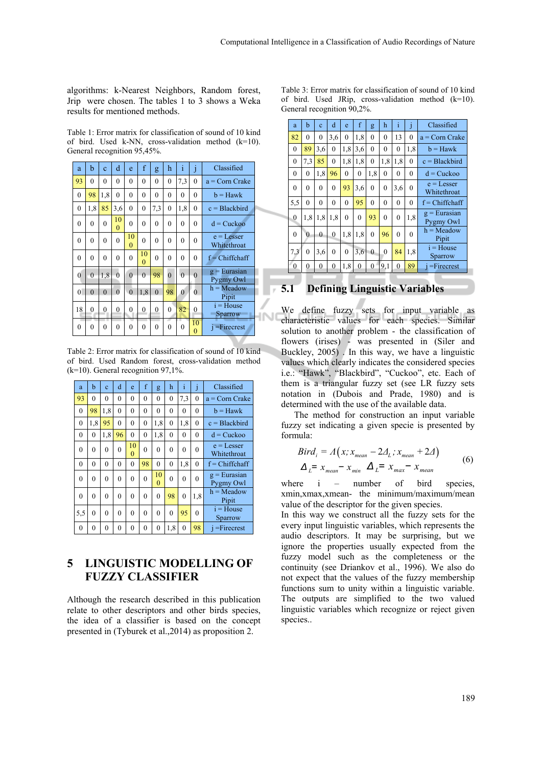algorithms: k-Nearest Neighbors, Random forest, Jrip were chosen. The tables 1 to 3 shows a Weka results for mentioned methods.

Table 1: Error matrix for classification of sound of 10 kind of bird. Used k-NN, cross-validation method (k=10). General recognition 95,45%.

| a | b | c | d | e | f | g | h | i | j | Classified |
|---|---|---|---|---|---|---|---|---|---|---|
| 93 | 0 | 0 | 0 | 0 | 0 | 0 | 0 | 7,3 | 0 | a = Corn Crake |
| 0 | 98 | 1,8 | 0 | 0 | 0 | 0 | 0 | 0 | 0 | b = Hawk |
| 0 | 1,8 | 85 | 3,6 | 0 | 0 | 7,3 | 0 | 1,8 | 0 | c = Blackbird |
| 0 | 0 | 0 | 100 | 0 | 0 | 0 | 0 | 0 | 0 | d = Cuckoo |
| 0 | 0 | 0 | 0 | 100 | 0 | 0 | 0 | 0 | 0 | e = Lesser Whitethroat |
| 0 | 0 | 0 | 0 | 0 | 100 | 0 | 0 | 0 | 0 | f = Chiffchaff |
| 0 | 0 | 1,8 | 0 | 0 | 0 | 98 | 0 | 0 | 0 | g = Eurasian Pygmy Owl |
| 0 | 0 | 0 | 0 | 0 | 1,8 | 0 | 98 | 0 | 0 | h = Meadow Pipit |
| 18 | 0 | 0 | 0 | 0 | 0 | 0 | 0 | 82 | 0 | i = House Sparrow |
| 0 | 0 | 0 | 0 | 0 | 0 | 0 | 0 | 0 | 100 | j =Firecrest |

Table 2: Error matrix for classification of sound of 10 kind of bird. Used Random forest, cross-validation method (k=10). General recognition 97,1%.

| a | b | c | d | e | f | g | h | i | j | Classified |
|---|---|---|---|---|---|---|---|---|---|---|
| 93 | 0 | 0 | 0 | 0 | 0 | 0 | 0 | 7,3 | 0 | a = Corn Crake |
| 0 | 98 | 1,8 | 0 | 0 | 0 | 0 | 0 | 0 | 0 | b = Hawk |
| 0 | 1,8 | 95 | 0 | 0 | 0 | 1,8 | 0 | 1,8 | 0 | c = Blackbird |
| 0 | 0 | 1,8 | 96 | 0 | 0 | 1,8 | 0 | 0 | 0 | d = Cuckoo |
| 0 | 0 | 0 | 0 | 100 | 0 | 0 | 0 | 0 | 0 | e = Lesser Whitethroat |
| 0 | 0 | 0 | 0 | 0 | 98 | 0 | 0 | 1,8 | 0 | f = Chiffchaff |
| 0 | 0 | 0 | 0 | 0 | 0 | 100 | 0 | 0 | 0 | g = Eurasian Pygmy Owl |
| 0 | 0 | 0 | 0 | 0 | 0 | 0 | 98 | 0 | 1,8 | h = Meadow Pipit |
| 5,5 | 0 | 0 | 0 | 0 | 0 | 0 | 0 | 95 | 0 | i = House Sparrow |
| 0 | 0 | 0 | 0 | 0 | 0 | 0 | 1,8 | 0 | 98 | j =Firecrest |

# 5 LINGUISTIC MODELLING OF FUZZY CLASSIFIER

Although the research described in this publication relate to other descriptors and other birds species, the idea of a classifier is based on the concept presented in (Tyburek et al.,2014) as proposition 2.

Table 3: Error matrix for classification of sound of 10 kind of bird. Used JRip, cross-validation method (k=10). General recognition 90,2%.

| a | b | c | d | e | f | g | h | i | j | Classified |
|---|---|---|---|---|---|---|---|---|---|---|
| 82 | 0 | 0 | 3,6 | 0 | 1,8 | 0 | 0 | 13 | 0 | a = Corn Crake |
| 0 | 89 | 3,6 | 0 | 1,8 | 3,6 | 0 | 0 | 0 | 1,8 | b = Hawk |
| 0 | 7,3 | 85 | 0 | 1,8 | 1,8 | 0 | 1,8 | 1,8 | 0 | c = Blackbird |
| 0 | 0 | 1,8 | 96 | 0 | 0 | 1,8 | 0 | 0 | 0 | d = Cuckoo |
| 0 | 0 | 0 | 0 | 93 | 3,6 | 0 | 0 | 3,6 | 0 | e = Lesser Whitethroat |
| 5,5 | 0 | 0 | 0 | 0 | 95 | 0 | 0 | 0 | 0 | f = Chiffchaff |
| 0 | 1,8 | 1,8 | 1,8 | 0 | 0 | 93 | 0 | 0 | 1,8 | g = Eurasian Pygmy Owl |
| 0 | 0 | 0 | 0 | 1,8 | 1,8 | 0 | 96 | 0 | 0 | h = Meadow Pipit |
| 7,3 | 0 | 3,6 | 0 | 0 | 3,6 | 0 | 0 | 84 | 1,8 | i = House Sparrow |
| 0 | 0 | 0 | 0 | 1,8 | 0 | 0 | 9,1 | 0 | 89 | j =Firecrest |

## 5.1 Defining Linguistic Variables

We define fuzzy sets for input variable as characteristic values for each species. Similar solution to another problem - the classification of flowers (irises) - was presented in (Siler and Buckley, 2005) . In this way, we have a linguistic values which clearly indicates the considered species i.e.: "Hawk", "Blackbird", "Cuckoo", etc. Each of them is a triangular fuzzy set (see LR fuzzy sets notation in (Dubois and Prade, 1980) and is determined with the use of the available data.

The method for construction an input variable fuzzy set indicating a given specie is presented by formula:

$$Bird_i = \Lambda\left(x; x_{mean} - 2\Delta_L; x_{mean} + 2\Delta\right)$$
$$\Delta_L = x_{mean} - x_{min} \quad \Delta_L = x_{max} - x_{mean} \tag{6}$$

where i – number of bird species, xmin,xmax,xmean- the minimum/maximum/mean value of the descriptor for the given species.

In this way we construct all the fuzzy sets for the every input linguistic variables, which represents the audio descriptors. It may be surprising, but we ignore the properties usually expected from the fuzzy model such as the completeness or the continuity (see Driankov et al., 1996). We also do not expect that the values of the fuzzy membership functions sum to unity within a linguistic variable. The outputs are simplified to the two valued linguistic variables which recognize or reject given species..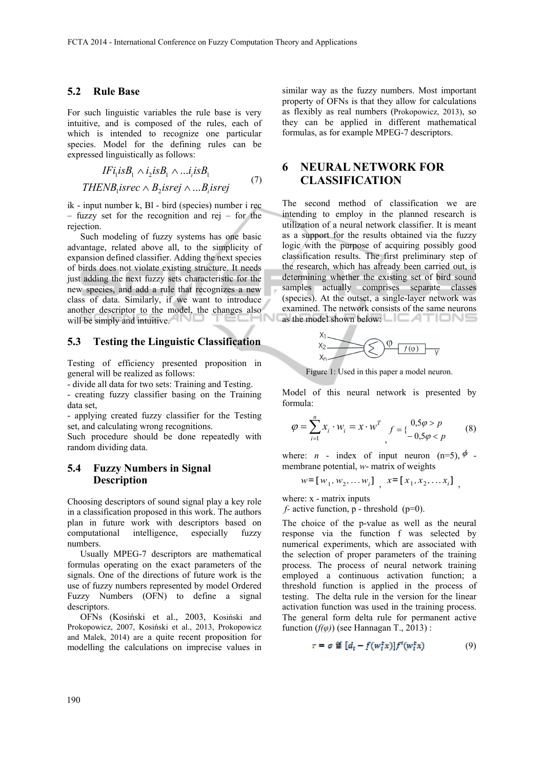## 5.2 Rule Base

For such linguistic variables the rule base is very intuitive, and is composed of the rules, each of which is intended to recognize one particular species. Model for the defining rules can be expressed linguistically as follows:

$$IFi_1isB_1 \wedge i_2isB_1 \wedge ...i_iisB_1$$
$$THENB_1isrec \wedge B_2isrej \wedge ...B_iisrej \tag{7}$$

ik - input number k, Bl - bird (species) number i rec – fuzzy set for the recognition and rej – for the rejection.

Such modeling of fuzzy systems has one basic advantage, related above all, to the simplicity of expansion defined classifier. Adding the next species of birds does not violate existing structure. It needs just adding the next fuzzy sets characteristic for the new species, and add a rule that recognizes a new class of data. Similarly, if we want to introduce another descriptor to the model, the changes also will be simply and intuitive.

## 5.3 Testing the Linguistic Classification

Testing of efficiency presented proposition in general will be realized as follows:

- divide all data for two sets: Training and Testing.
- creating fuzzy classifier basing on the Training data set,
- applying created fuzzy classifier for the Testing set, and calculating wrong recognitions.

Such procedure should be done repeatedly with random dividing data.

## 5.4 Fuzzy Numbers in Signal Description

Choosing descriptors of sound signal play a key role in a classification proposed in this work. The authors plan in future work with descriptors based on computational intelligence, especially fuzzy numbers.

Usually MPEG-7 descriptors are mathematical formulas operating on the exact parameters of the signals. One of the directions of future work is the use of fuzzy numbers represented by model Ordered Fuzzy Numbers (OFN) to define a signal descriptors.

OFNs (Kosiński et al., 2003, Kosiński and Prokopowicz, 2007, Kosiński et al., 2013, Prokopowicz and Malek, 2014) are a quite recent proposition for modelling the calculations on imprecise values in similar way as the fuzzy numbers. Most important property of OFNs is that they allow for calculations as flexibly as real numbers (Prokopowicz, 2013), so they can be applied in different mathematical formulas, as for example MPEG-7 descriptors.

# 6 NEURAL NETWORK FOR CLASSIFICATION

The second method of classification we are intending to employ in the planned research is utilization of a neural network classifier. It is meant as a support for the results obtained via the fuzzy logic with the purpose of acquiring possibly good classification results. The first preliminary step of the research, which has already been carried out, is determining whether the existing set of bird sound samples actually comprises separate classes (species). At the outset, a single-layer network was examined. The network consists of the same neurons as the model shown below:

Figure 1: Used in this paper a model neuron.

Model of this neural network is presented by formula:

$$\varphi = \sum_{i=1}^{n} x_i \cdot w_i = x \cdot w^T \quad , \quad f = \{ \begin{matrix} 0{,}5\varphi > p \\ -0{,}5\varphi < p \end{matrix} \tag{8}$$

where: $n$ - index of input neuron (n=5), $\phi$ - membrane potential, $w$- matrix of weights

$$w = [w_1, w_2, \dots w_i] \quad , \quad x = [x_1, x_2, \dots x_i] \quad ,$$

where: x - matrix inputs

$f$- active function, p - threshold (p=0).

The choice of the p-value as well as the neural response via the function f was selected by numerical experiments, which are associated with the selection of proper parameters of the training process. The process of neural network training employed a continuous activation function; a threshold function is applied in the process of testing. The delta rule in the version for the linear activation function was used in the training process. The general form delta rule for permanent active function ($f(\varphi)$) (see Hannagan T., 2013) :

$$r = \sigma \stackrel{\text{def}}{=} [d_i - f(w_i^T x)] f'(w_i^T x) \tag{9}$$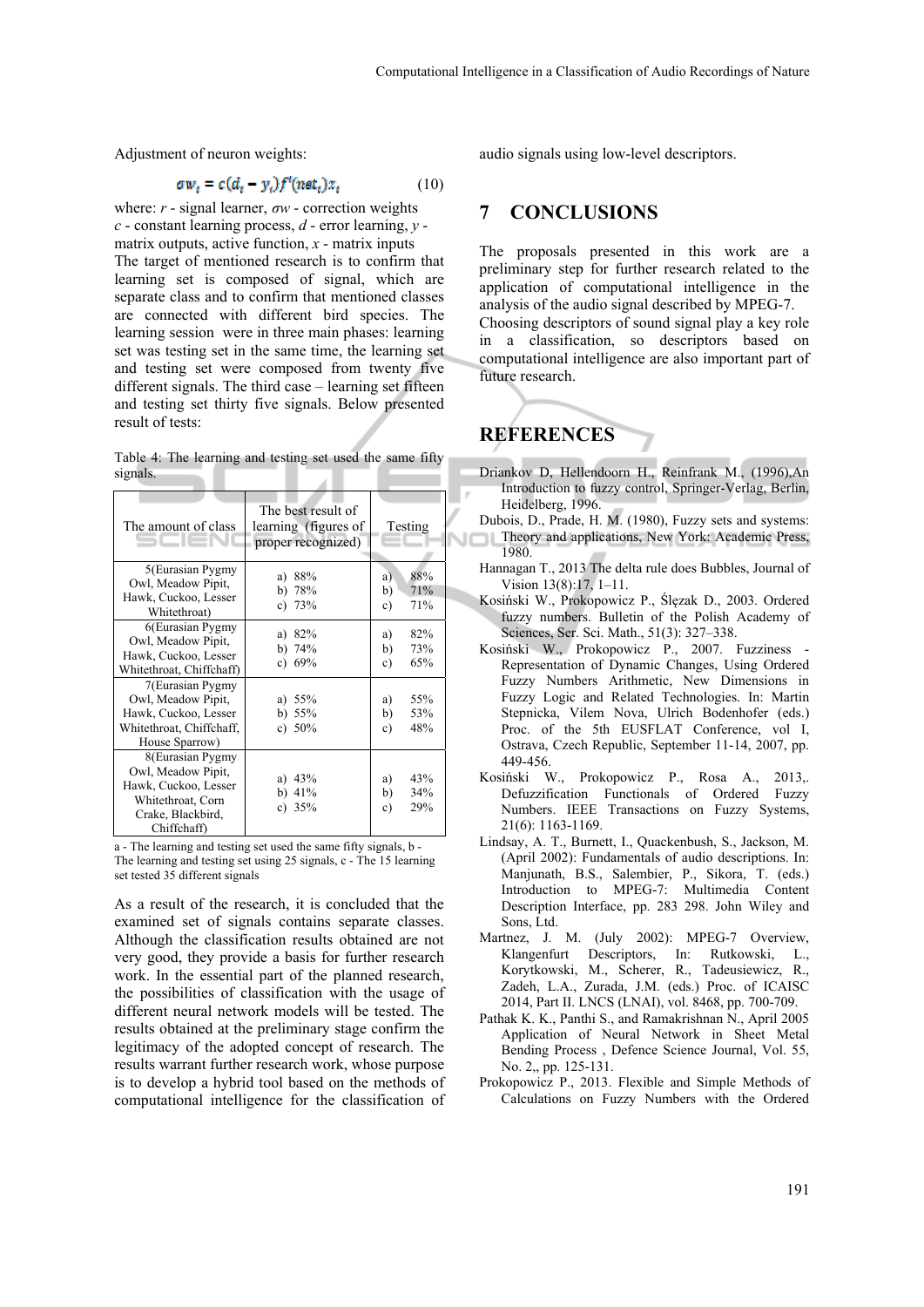Adjustment of neuron weights:

$$\sigma w_i = c(d_i - y_i)f'(net_i)x_i \qquad (10)$$

where: $r$ - signal learner, $\sigma w$ - correction weights $c$ - constant learning process, $d$ - error learning, $y$ - matrix outputs, active function, $x$ - matrix inputs The target of mentioned research is to confirm that learning set is composed of signal, which are separate class and to confirm that mentioned classes are connected with different bird species. The learning session were in three main phases: learning set was testing set in the same time, the learning set and testing set were composed from twenty five different signals. The third case – learning set fifteen and testing set thirty five signals. Below presented result of tests:

Table 4: The learning and testing set used the same fifty signals.

| The amount of class | The best result of learning (figures of proper recognized) | Testing |
|---|---|---|
| 5(Eurasian Pygmy Owl, Meadow Pipit, Hawk, Cuckoo, Lesser Whitethroat) | a) 88%<br>b) 78%<br>c) 73% | a) 88%<br>b) 71%<br>c) 71% |
| 6(Eurasian Pygmy Owl, Meadow Pipit, Hawk, Cuckoo, Lesser Whitethroat, Chiffchaff) | a) 82%<br>b) 74%<br>c) 69% | a) 82%<br>b) 73%<br>c) 65% |
| 7(Eurasian Pygmy Owl, Meadow Pipit, Hawk, Cuckoo, Lesser Whitethroat, Chiffchaff, House Sparrow) | a) 55%<br>b) 55%<br>c) 50% | a) 55%<br>b) 53%<br>c) 48% |
| 8(Eurasian Pygmy Owl, Meadow Pipit, Hawk, Cuckoo, Lesser Whitethroat, Corn Crake, Blackbird, Chiffchaff) | a) 43%<br>b) 41%<br>c) 35% | a) 43%<br>b) 34%<br>c) 29% |

a - The learning and testing set used the same fifty signals, b - The learning and testing set using 25 signals, c - The 15 learning set tested 35 different signals

As a result of the research, it is concluded that the examined set of signals contains separate classes. Although the classification results obtained are not very good, they provide a basis for further research work. In the essential part of the planned research, the possibilities of classification with the usage of different neural network models will be tested. The results obtained at the preliminary stage confirm the legitimacy of the adopted concept of research. The results warrant further research work, whose purpose is to develop a hybrid tool based on the methods of computational intelligence for the classification of audio signals using low-level descriptors.

## 7 CONCLUSIONS

The proposals presented in this work are a preliminary step for further research related to the application of computational intelligence in the analysis of the audio signal described by MPEG-7. Choosing descriptors of sound signal play a key role in a classification, so descriptors based on computational intelligence are also important part of future research.

## REFERENCES

Driankov D, Hellendoorn H., Reinfrank M., (1996),An Introduction to fuzzy control, Springer-Verlag, Berlin, Heidelberg, 1996.

Dubois, D., Prade, H. M. (1980), Fuzzy sets and systems: Theory and applications, New York: Academic Press, 1980.

Hannagan T., 2013 The delta rule does Bubbles, Journal of Vision 13(8):17, 1–11.

Kosiński W., Prokopowicz P., Ślęzak D., 2003. Ordered fuzzy numbers. Bulletin of the Polish Academy of Sciences, Ser. Sci. Math., 51(3): 327–338.

Kosiński W., Prokopowicz P., 2007. Fuzziness - Representation of Dynamic Changes, Using Ordered Fuzzy Numbers Arithmetic, New Dimensions in Fuzzy Logic and Related Technologies. In: Martin Stepnicka, Vilem Nova, Ulrich Bodenhofer (eds.) Proc. of the 5th EUSFLAT Conference, vol I, Ostrava, Czech Republic, September 11-14, 2007, pp. 449-456.

Kosiński W., Prokopowicz P., Rosa A., 2013,. Defuzzification Functionals of Ordered Fuzzy Numbers. IEEE Transactions on Fuzzy Systems, 21(6): 1163-1169.

Lindsay, A. T., Burnett, I., Quackenbush, S., Jackson, M. (April 2002): Fundamentals of audio descriptions. In: Manjunath, B.S., Salembier, P., Sikora, T. (eds.) Introduction to MPEG-7: Multimedia Content Description Interface, pp. 283 298. John Wiley and Sons, Ltd.

Martnez, J. M. (July 2002): MPEG-7 Overview, Klangenfurt Descriptors, In: Rutkowski, L., Korytkowski, M., Scherer, R., Tadeusiewicz, R., Zadeh, L.A., Zurada, J.M. (eds.) Proc. of ICAISC 2014, Part II. LNCS (LNAI), vol. 8468, pp. 700-709.

Pathak K. K., Panthi S., and Ramakrishnan N., April 2005 Application of Neural Network in Sheet Metal Bending Process , Defence Science Journal, Vol. 55, No. 2,, pp. 125-131.

Prokopowicz P., 2013. Flexible and Simple Methods of Calculations on Fuzzy Numbers with the Ordered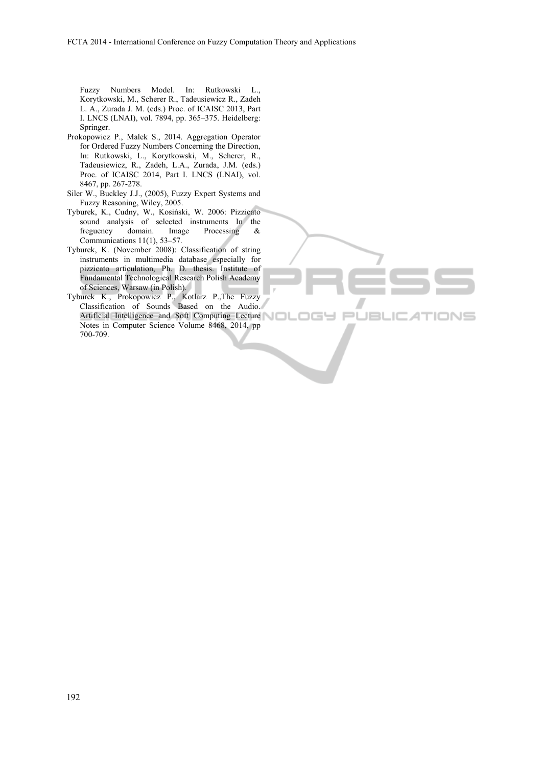Fuzzy Numbers Model. In: Rutkowski L., Korytkowski, M., Scherer R., Tadeusiewicz R., Zadeh L. A., Zurada J. M. (eds.) Proc. of ICAISC 2013, Part I. LNCS (LNAI), vol. 7894, pp. 365–375. Heidelberg: Springer.

Prokopowicz P., Malek S., 2014. Aggregation Operator for Ordered Fuzzy Numbers Concerning the Direction, In: Rutkowski, L., Korytkowski, M., Scherer, R., Tadeusiewicz, R., Zadeh, L.A., Zurada, J.M. (eds.) Proc. of ICAISC 2014, Part I. LNCS (LNAI), vol. 8467, pp. 267-278.

Siler W., Buckley J.J., (2005), Fuzzy Expert Systems and Fuzzy Reasoning, Wiley, 2005.

Tyburek, K., Cudny, W., Kosiński, W. 2006: Pizzicato sound analysis of selected instruments In the freguency domain. Image Processing & Communications 11(1), 53–57.

Tyburek, K. (November 2008): Classification of string instruments in multimedia database especially for pizzicato articulation, Ph. D. thesis. Institute of Fundamental Technological Research Polish Academy of Sciences, Warsaw (in Polish).

Tyburek K., Prokopowicz P., Kotlarz P.,The Fuzzy Classification of Sounds Based on the Audio. Artificial Intelligence and Soft Computing Lecture Notes in Computer Science Volume 8468, 2014, pp 700-709.